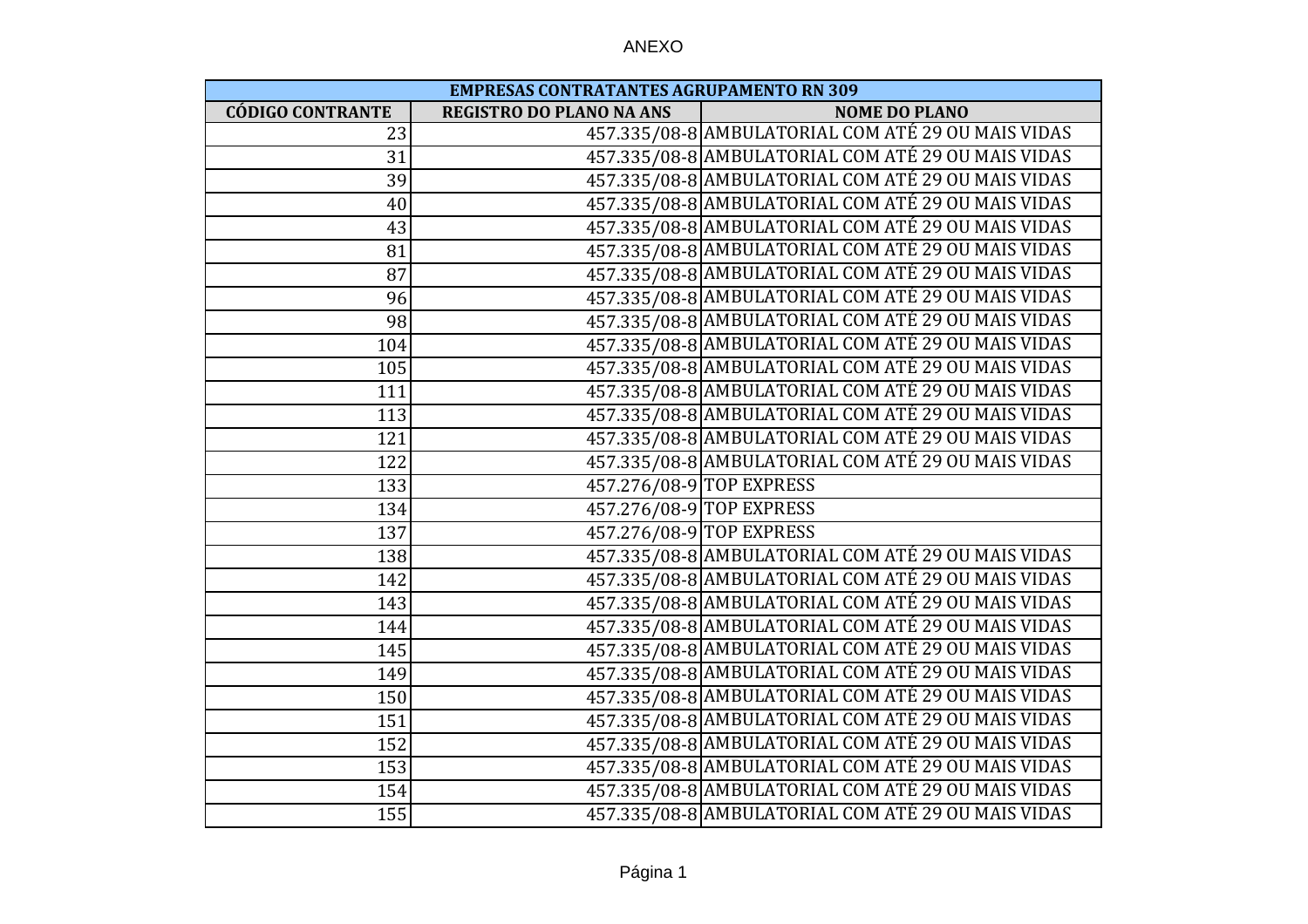ANEXO

| EMPRESAS CONTRATANTES AGRUPAMENTO RN 309 | | |
|---|---|---|
| **CÓDIGO CONTRANTE** | **REGISTRO DO PLANO NA ANS** | **NOME DO PLANO** |
| 23 | 457.335/08-8 | AMBULATORIAL COM ATÉ 29 OU MAIS VIDAS |
| 31 | 457.335/08-8 | AMBULATORIAL COM ATÉ 29 OU MAIS VIDAS |
| 39 | 457.335/08-8 | AMBULATORIAL COM ATÉ 29 OU MAIS VIDAS |
| 40 | 457.335/08-8 | AMBULATORIAL COM ATÉ 29 OU MAIS VIDAS |
| 43 | 457.335/08-8 | AMBULATORIAL COM ATÉ 29 OU MAIS VIDAS |
| 81 | 457.335/08-8 | AMBULATORIAL COM ATÉ 29 OU MAIS VIDAS |
| 87 | 457.335/08-8 | AMBULATORIAL COM ATÉ 29 OU MAIS VIDAS |
| 96 | 457.335/08-8 | AMBULATORIAL COM ATÉ 29 OU MAIS VIDAS |
| 98 | 457.335/08-8 | AMBULATORIAL COM ATÉ 29 OU MAIS VIDAS |
| 104 | 457.335/08-8 | AMBULATORIAL COM ATÉ 29 OU MAIS VIDAS |
| 105 | 457.335/08-8 | AMBULATORIAL COM ATÉ 29 OU MAIS VIDAS |
| 111 | 457.335/08-8 | AMBULATORIAL COM ATÉ 29 OU MAIS VIDAS |
| 113 | 457.335/08-8 | AMBULATORIAL COM ATÉ 29 OU MAIS VIDAS |
| 121 | 457.335/08-8 | AMBULATORIAL COM ATÉ 29 OU MAIS VIDAS |
| 122 | 457.335/08-8 | AMBULATORIAL COM ATÉ 29 OU MAIS VIDAS |
| 133 | 457.276/08-9 | TOP EXPRESS |
| 134 | 457.276/08-9 | TOP EXPRESS |
| 137 | 457.276/08-9 | TOP EXPRESS |
| 138 | 457.335/08-8 | AMBULATORIAL COM ATÉ 29 OU MAIS VIDAS |
| 142 | 457.335/08-8 | AMBULATORIAL COM ATÉ 29 OU MAIS VIDAS |
| 143 | 457.335/08-8 | AMBULATORIAL COM ATÉ 29 OU MAIS VIDAS |
| 144 | 457.335/08-8 | AMBULATORIAL COM ATÉ 29 OU MAIS VIDAS |
| 145 | 457.335/08-8 | AMBULATORIAL COM ATÉ 29 OU MAIS VIDAS |
| 149 | 457.335/08-8 | AMBULATORIAL COM ATÉ 29 OU MAIS VIDAS |
| 150 | 457.335/08-8 | AMBULATORIAL COM ATÉ 29 OU MAIS VIDAS |
| 151 | 457.335/08-8 | AMBULATORIAL COM ATÉ 29 OU MAIS VIDAS |
| 152 | 457.335/08-8 | AMBULATORIAL COM ATÉ 29 OU MAIS VIDAS |
| 153 | 457.335/08-8 | AMBULATORIAL COM ATÉ 29 OU MAIS VIDAS |
| 154 | 457.335/08-8 | AMBULATORIAL COM ATÉ 29 OU MAIS VIDAS |
| 155 | 457.335/08-8 | AMBULATORIAL COM ATÉ 29 OU MAIS VIDAS |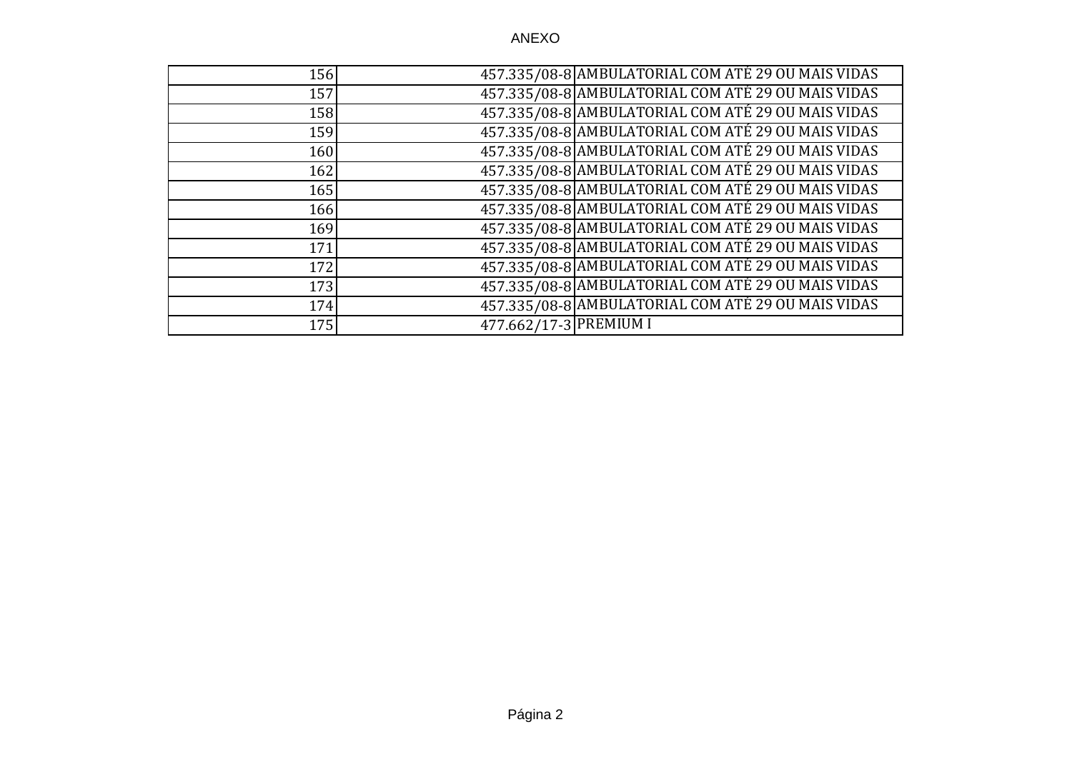ANEXO

| | | |
|---|---|---|
| 156 | 457.335/08-8 | AMBULATORIAL COM ATÉ 29 OU MAIS VIDAS |
| 157 | 457.335/08-8 | AMBULATORIAL COM ATÉ 29 OU MAIS VIDAS |
| 158 | 457.335/08-8 | AMBULATORIAL COM ATÉ 29 OU MAIS VIDAS |
| 159 | 457.335/08-8 | AMBULATORIAL COM ATÉ 29 OU MAIS VIDAS |
| 160 | 457.335/08-8 | AMBULATORIAL COM ATÉ 29 OU MAIS VIDAS |
| 162 | 457.335/08-8 | AMBULATORIAL COM ATÉ 29 OU MAIS VIDAS |
| 165 | 457.335/08-8 | AMBULATORIAL COM ATÉ 29 OU MAIS VIDAS |
| 166 | 457.335/08-8 | AMBULATORIAL COM ATÉ 29 OU MAIS VIDAS |
| 169 | 457.335/08-8 | AMBULATORIAL COM ATÉ 29 OU MAIS VIDAS |
| 171 | 457.335/08-8 | AMBULATORIAL COM ATÉ 29 OU MAIS VIDAS |
| 172 | 457.335/08-8 | AMBULATORIAL COM ATÉ 29 OU MAIS VIDAS |
| 173 | 457.335/08-8 | AMBULATORIAL COM ATÉ 29 OU MAIS VIDAS |
| 174 | 457.335/08-8 | AMBULATORIAL COM ATÉ 29 OU MAIS VIDAS |
| 175 | 477.662/17-3 | PREMIUM I |